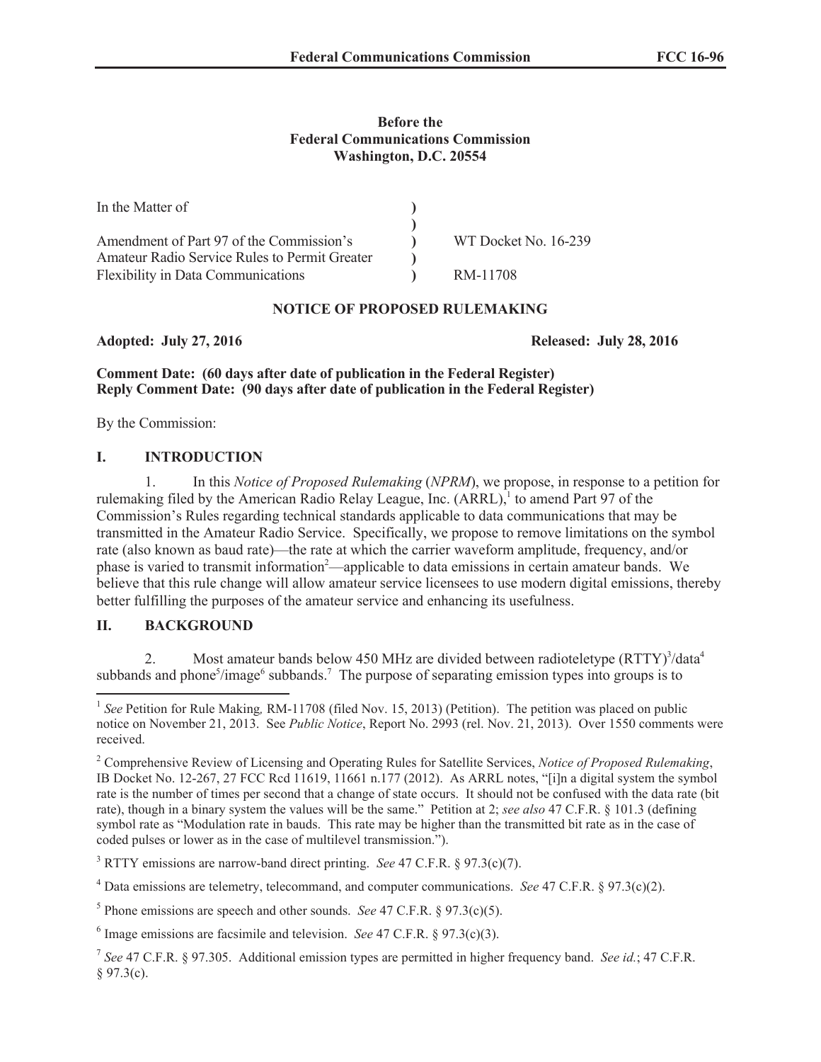**Before the**
**Federal Communications Commission**
**Washington, D.C. 20554**

| In the Matter of | ) | |
|---|---|---|
| | ) | |
| Amendment of Part 97 of the Commission's | ) | WT Docket No. 16-239 |
| Amateur Radio Service Rules to Permit Greater | ) | |
| Flexibility in Data Communications | ) | RM-11708 |

**NOTICE OF PROPOSED RULEMAKING**

**Adopted: July 27, 2016** **Released: July 28, 2016**

**Comment Date: (60 days after date of publication in the Federal Register)**
**Reply Comment Date: (90 days after date of publication in the Federal Register)**

By the Commission:

## I. INTRODUCTION

1. In this *Notice of Proposed Rulemaking* (*NPRM*), we propose, in response to a petition for rulemaking filed by the American Radio Relay League, Inc. (ARRL),[1] to amend Part 97 of the Commission's Rules regarding technical standards applicable to data communications that may be transmitted in the Amateur Radio Service. Specifically, we propose to remove limitations on the symbol rate (also known as baud rate)—the rate at which the carrier waveform amplitude, frequency, and/or phase is varied to transmit information[2]—applicable to data emissions in certain amateur bands. We believe that this rule change will allow amateur service licensees to use modern digital emissions, thereby better fulfilling the purposes of the amateur service and enhancing its usefulness.

## II. BACKGROUND

2. Most amateur bands below 450 MHz are divided between radioteletype (RTTY)[3]/data[4] subbands and phone[5]/image[6] subbands.[7] The purpose of separating emission types into groups is to

---

[1] *See* Petition for Rule Making*,* RM-11708 (filed Nov. 15, 2013) (Petition). The petition was placed on public notice on November 21, 2013. See *Public Notice*, Report No. 2993 (rel. Nov. 21, 2013). Over 1550 comments were received.

[2] Comprehensive Review of Licensing and Operating Rules for Satellite Services, *Notice of Proposed Rulemaking*, IB Docket No. 12-267, 27 FCC Rcd 11619, 11661 n.177 (2012). As ARRL notes, "[i]n a digital system the symbol rate is the number of times per second that a change of state occurs. It should not be confused with the data rate (bit rate), though in a binary system the values will be the same." Petition at 2; *see also* 47 C.F.R. § 101.3 (defining symbol rate as "Modulation rate in bauds. This rate may be higher than the transmitted bit rate as in the case of coded pulses or lower as in the case of multilevel transmission.").

[3] RTTY emissions are narrow-band direct printing. *See* 47 C.F.R. § 97.3(c)(7).

[4] Data emissions are telemetry, telecommand, and computer communications. *See* 47 C.F.R. § 97.3(c)(2).

[5] Phone emissions are speech and other sounds. *See* 47 C.F.R. § 97.3(c)(5).

[6] Image emissions are facsimile and television. *See* 47 C.F.R. § 97.3(c)(3).

[7] *See* 47 C.F.R. § 97.305. Additional emission types are permitted in higher frequency band. *See id.*; 47 C.F.R. § 97.3(c).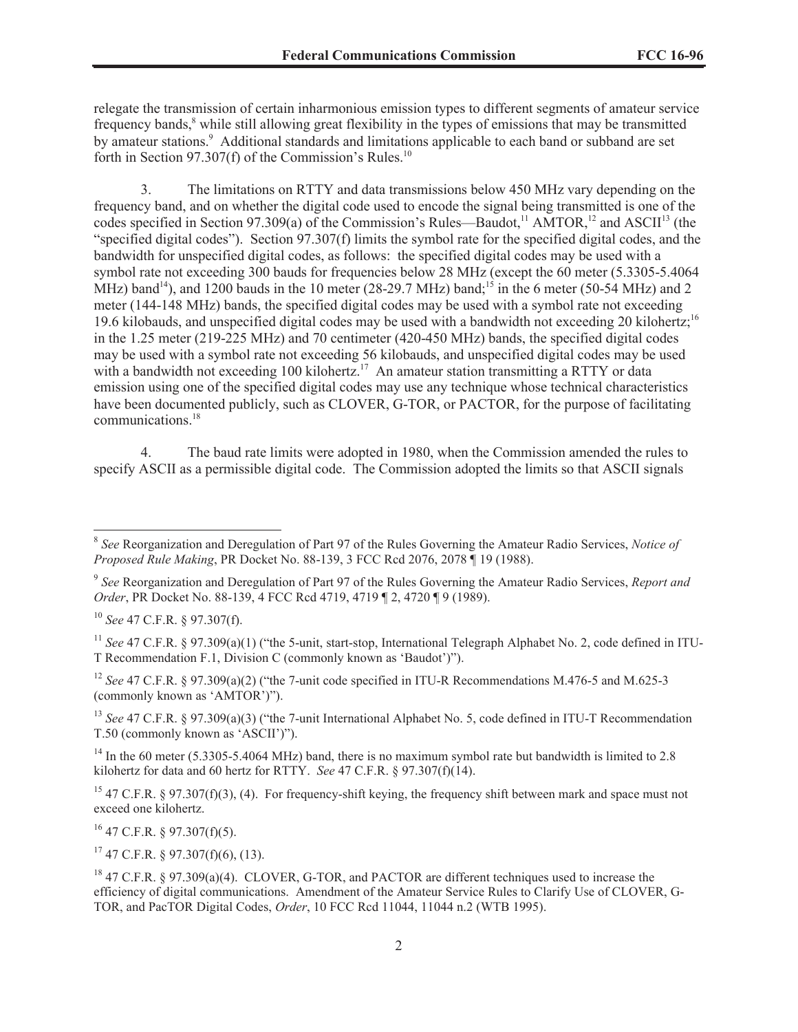relegate the transmission of certain inharmonious emission types to different segments of amateur service frequency bands,[8] while still allowing great flexibility in the types of emissions that may be transmitted by amateur stations.[9] Additional standards and limitations applicable to each band or subband are set forth in Section 97.307(f) of the Commission's Rules.[10]

3. The limitations on RTTY and data transmissions below 450 MHz vary depending on the frequency band, and on whether the digital code used to encode the signal being transmitted is one of the codes specified in Section 97.309(a) of the Commission's Rules—Baudot,[11] AMTOR,[12] and ASCII[13] (the "specified digital codes"). Section 97.307(f) limits the symbol rate for the specified digital codes, and the bandwidth for unspecified digital codes, as follows: the specified digital codes may be used with a symbol rate not exceeding 300 bauds for frequencies below 28 MHz (except the 60 meter (5.3305-5.4064 MHz) band[14]), and 1200 bauds in the 10 meter (28-29.7 MHz) band;[15] in the 6 meter (50-54 MHz) and 2 meter (144-148 MHz) bands, the specified digital codes may be used with a symbol rate not exceeding 19.6 kilobauds, and unspecified digital codes may be used with a bandwidth not exceeding 20 kilohertz;[16] in the 1.25 meter (219-225 MHz) and 70 centimeter (420-450 MHz) bands, the specified digital codes may be used with a symbol rate not exceeding 56 kilobauds, and unspecified digital codes may be used with a bandwidth not exceeding 100 kilohertz.[17] An amateur station transmitting a RTTY or data emission using one of the specified digital codes may use any technique whose technical characteristics have been documented publicly, such as CLOVER, G-TOR, or PACTOR, for the purpose of facilitating communications.[18]

4. The baud rate limits were adopted in 1980, when the Commission amended the rules to specify ASCII as a permissible digital code. The Commission adopted the limits so that ASCII signals

---

[8] *See* Reorganization and Deregulation of Part 97 of the Rules Governing the Amateur Radio Services, *Notice of Proposed Rule Making*, PR Docket No. 88-139, 3 FCC Rcd 2076, 2078 ¶ 19 (1988).

[9] *See* Reorganization and Deregulation of Part 97 of the Rules Governing the Amateur Radio Services, *Report and Order*, PR Docket No. 88-139, 4 FCC Rcd 4719, 4719 ¶ 2, 4720 ¶ 9 (1989).

[10] *See* 47 C.F.R. § 97.307(f).

[11] *See* 47 C.F.R. § 97.309(a)(1) ("the 5-unit, start-stop, International Telegraph Alphabet No. 2, code defined in ITU-T Recommendation F.1, Division C (commonly known as 'Baudot')").

[12] *See* 47 C.F.R. § 97.309(a)(2) ("the 7-unit code specified in ITU-R Recommendations M.476-5 and M.625-3 (commonly known as 'AMTOR')").

[13] *See* 47 C.F.R. § 97.309(a)(3) ("the 7-unit International Alphabet No. 5, code defined in ITU-T Recommendation T.50 (commonly known as 'ASCII')").

[14] In the 60 meter (5.3305-5.4064 MHz) band, there is no maximum symbol rate but bandwidth is limited to 2.8 kilohertz for data and 60 hertz for RTTY. *See* 47 C.F.R. § 97.307(f)(14).

[15] 47 C.F.R. § 97.307(f)(3), (4). For frequency-shift keying, the frequency shift between mark and space must not exceed one kilohertz.

[16] 47 C.F.R. § 97.307(f)(5).

[17] 47 C.F.R. § 97.307(f)(6), (13).

[18] 47 C.F.R. § 97.309(a)(4). CLOVER, G-TOR, and PACTOR are different techniques used to increase the efficiency of digital communications. Amendment of the Amateur Service Rules to Clarify Use of CLOVER, G-TOR, and PacTOR Digital Codes, *Order*, 10 FCC Rcd 11044, 11044 n.2 (WTB 1995).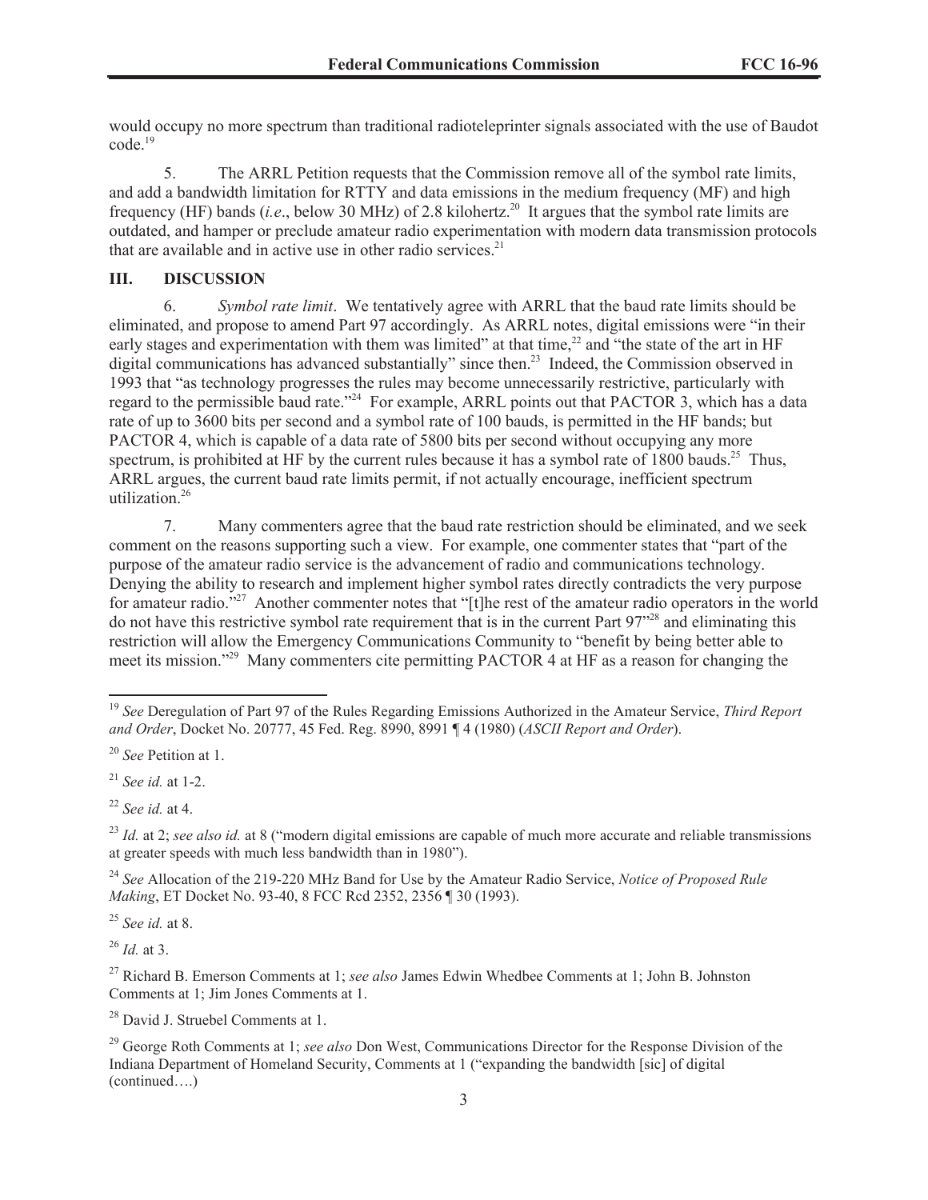would occupy no more spectrum than traditional radioteleprinter signals associated with the use of Baudot code.[19]

5. The ARRL Petition requests that the Commission remove all of the symbol rate limits, and add a bandwidth limitation for RTTY and data emissions in the medium frequency (MF) and high frequency (HF) bands (*i.e*., below 30 MHz) of 2.8 kilohertz.[20] It argues that the symbol rate limits are outdated, and hamper or preclude amateur radio experimentation with modern data transmission protocols that are available and in active use in other radio services.[21]

## III. DISCUSSION

6. *Symbol rate limit*. We tentatively agree with ARRL that the baud rate limits should be eliminated, and propose to amend Part 97 accordingly. As ARRL notes, digital emissions were "in their early stages and experimentation with them was limited" at that time,[22] and "the state of the art in HF digital communications has advanced substantially" since then.[23] Indeed, the Commission observed in 1993 that "as technology progresses the rules may become unnecessarily restrictive, particularly with regard to the permissible baud rate."[24] For example, ARRL points out that PACTOR 3, which has a data rate of up to 3600 bits per second and a symbol rate of 100 bauds, is permitted in the HF bands; but PACTOR 4, which is capable of a data rate of 5800 bits per second without occupying any more spectrum, is prohibited at HF by the current rules because it has a symbol rate of 1800 bauds.[25] Thus, ARRL argues, the current baud rate limits permit, if not actually encourage, inefficient spectrum utilization.[26]

7. Many commenters agree that the baud rate restriction should be eliminated, and we seek comment on the reasons supporting such a view. For example, one commenter states that "part of the purpose of the amateur radio service is the advancement of radio and communications technology. Denying the ability to research and implement higher symbol rates directly contradicts the very purpose for amateur radio."[27] Another commenter notes that "[t]he rest of the amateur radio operators in the world do not have this restrictive symbol rate requirement that is in the current Part 97"[28] and eliminating this restriction will allow the Emergency Communications Community to "benefit by being better able to meet its mission."[29] Many commenters cite permitting PACTOR 4 at HF as a reason for changing the

---

[19] *See* Deregulation of Part 97 of the Rules Regarding Emissions Authorized in the Amateur Service, *Third Report and Order*, Docket No. 20777, 45 Fed. Reg. 8990, 8991 ¶ 4 (1980) (*ASCII Report and Order*).

[20] *See* Petition at 1.

[21] *See id.* at 1-2.

[22] *See id.* at 4.

[23] *Id.* at 2; *see also id.* at 8 ("modern digital emissions are capable of much more accurate and reliable transmissions at greater speeds with much less bandwidth than in 1980").

[24] *See* Allocation of the 219-220 MHz Band for Use by the Amateur Radio Service, *Notice of Proposed Rule Making*, ET Docket No. 93-40, 8 FCC Rcd 2352, 2356 ¶ 30 (1993).

[25] *See id.* at 8.

[26] *Id.* at 3.

[27] Richard B. Emerson Comments at 1; *see also* James Edwin Whedbee Comments at 1; John B. Johnston Comments at 1; Jim Jones Comments at 1.

[28] David J. Struebel Comments at 1.

[29] George Roth Comments at 1; *see also* Don West, Communications Director for the Response Division of the Indiana Department of Homeland Security, Comments at 1 ("expanding the bandwidth [sic] of digital (continued….)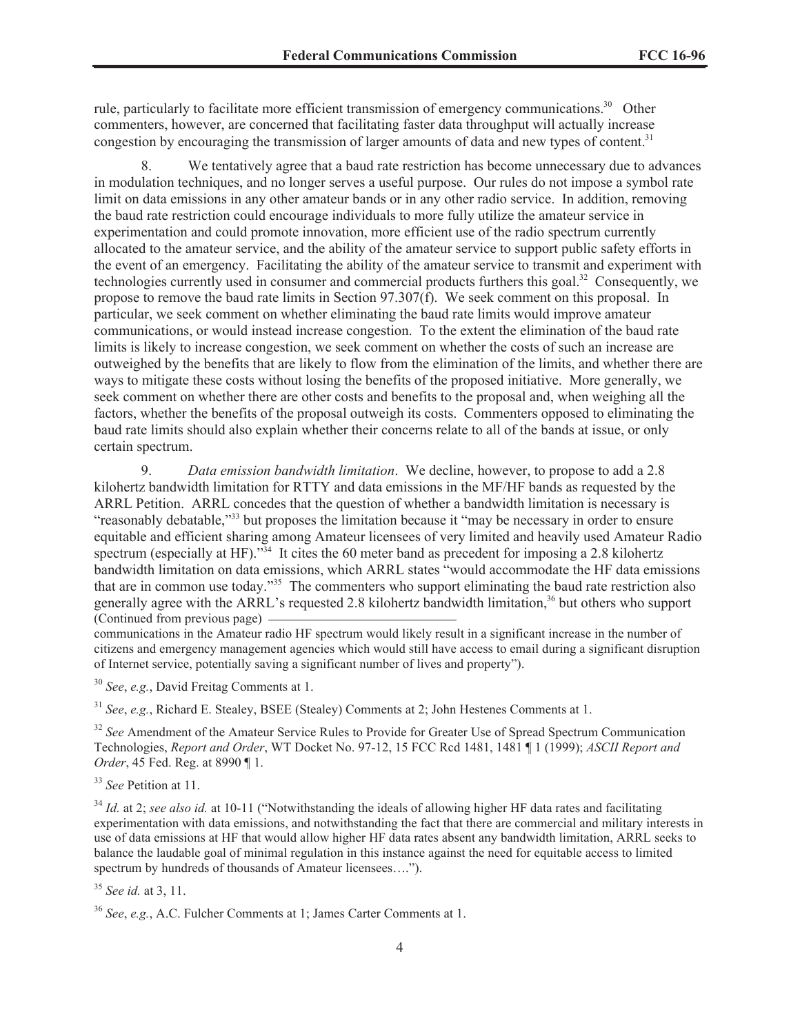rule, particularly to facilitate more efficient transmission of emergency communications.[30] Other commenters, however, are concerned that facilitating faster data throughput will actually increase congestion by encouraging the transmission of larger amounts of data and new types of content.[31]

8. We tentatively agree that a baud rate restriction has become unnecessary due to advances in modulation techniques, and no longer serves a useful purpose. Our rules do not impose a symbol rate limit on data emissions in any other amateur bands or in any other radio service. In addition, removing the baud rate restriction could encourage individuals to more fully utilize the amateur service in experimentation and could promote innovation, more efficient use of the radio spectrum currently allocated to the amateur service, and the ability of the amateur service to support public safety efforts in the event of an emergency. Facilitating the ability of the amateur service to transmit and experiment with technologies currently used in consumer and commercial products furthers this goal.[32] Consequently, we propose to remove the baud rate limits in Section 97.307(f). We seek comment on this proposal. In particular, we seek comment on whether eliminating the baud rate limits would improve amateur communications, or would instead increase congestion. To the extent the elimination of the baud rate limits is likely to increase congestion, we seek comment on whether the costs of such an increase are outweighed by the benefits that are likely to flow from the elimination of the limits, and whether there are ways to mitigate these costs without losing the benefits of the proposed initiative. More generally, we seek comment on whether there are other costs and benefits to the proposal and, when weighing all the factors, whether the benefits of the proposal outweigh its costs. Commenters opposed to eliminating the baud rate limits should also explain whether their concerns relate to all of the bands at issue, or only certain spectrum.

9. *Data emission bandwidth limitation*. We decline, however, to propose to add a 2.8 kilohertz bandwidth limitation for RTTY and data emissions in the MF/HF bands as requested by the ARRL Petition. ARRL concedes that the question of whether a bandwidth limitation is necessary is "reasonably debatable,"[33] but proposes the limitation because it "may be necessary in order to ensure equitable and efficient sharing among Amateur licensees of very limited and heavily used Amateur Radio spectrum (especially at HF)."[34] It cites the 60 meter band as precedent for imposing a 2.8 kilohertz bandwidth limitation on data emissions, which ARRL states "would accommodate the HF data emissions that are in common use today."[35] The commenters who support eliminating the baud rate restriction also generally agree with the ARRL's requested 2.8 kilohertz bandwidth limitation,[36] but others who support

(Continued from previous page)

communications in the Amateur radio HF spectrum would likely result in a significant increase in the number of citizens and emergency management agencies which would still have access to email during a significant disruption of Internet service, potentially saving a significant number of lives and property").

[30] *See*, *e.g.*, David Freitag Comments at 1.

[31] *See*, *e.g.*, Richard E. Stealey, BSEE (Stealey) Comments at 2; John Hestenes Comments at 1.

[32] *See* Amendment of the Amateur Service Rules to Provide for Greater Use of Spread Spectrum Communication Technologies, *Report and Order*, WT Docket No. 97-12, 15 FCC Rcd 1481, 1481 ¶ 1 (1999); *ASCII Report and Order*, 45 Fed. Reg. at 8990 ¶ 1.

[33] *See* Petition at 11.

[34] *Id.* at 2; *see also id.* at 10-11 ("Notwithstanding the ideals of allowing higher HF data rates and facilitating experimentation with data emissions, and notwithstanding the fact that there are commercial and military interests in use of data emissions at HF that would allow higher HF data rates absent any bandwidth limitation, ARRL seeks to balance the laudable goal of minimal regulation in this instance against the need for equitable access to limited spectrum by hundreds of thousands of Amateur licensees….").

[35] *See id.* at 3, 11.

[36] *See*, *e.g.*, A.C. Fulcher Comments at 1; James Carter Comments at 1.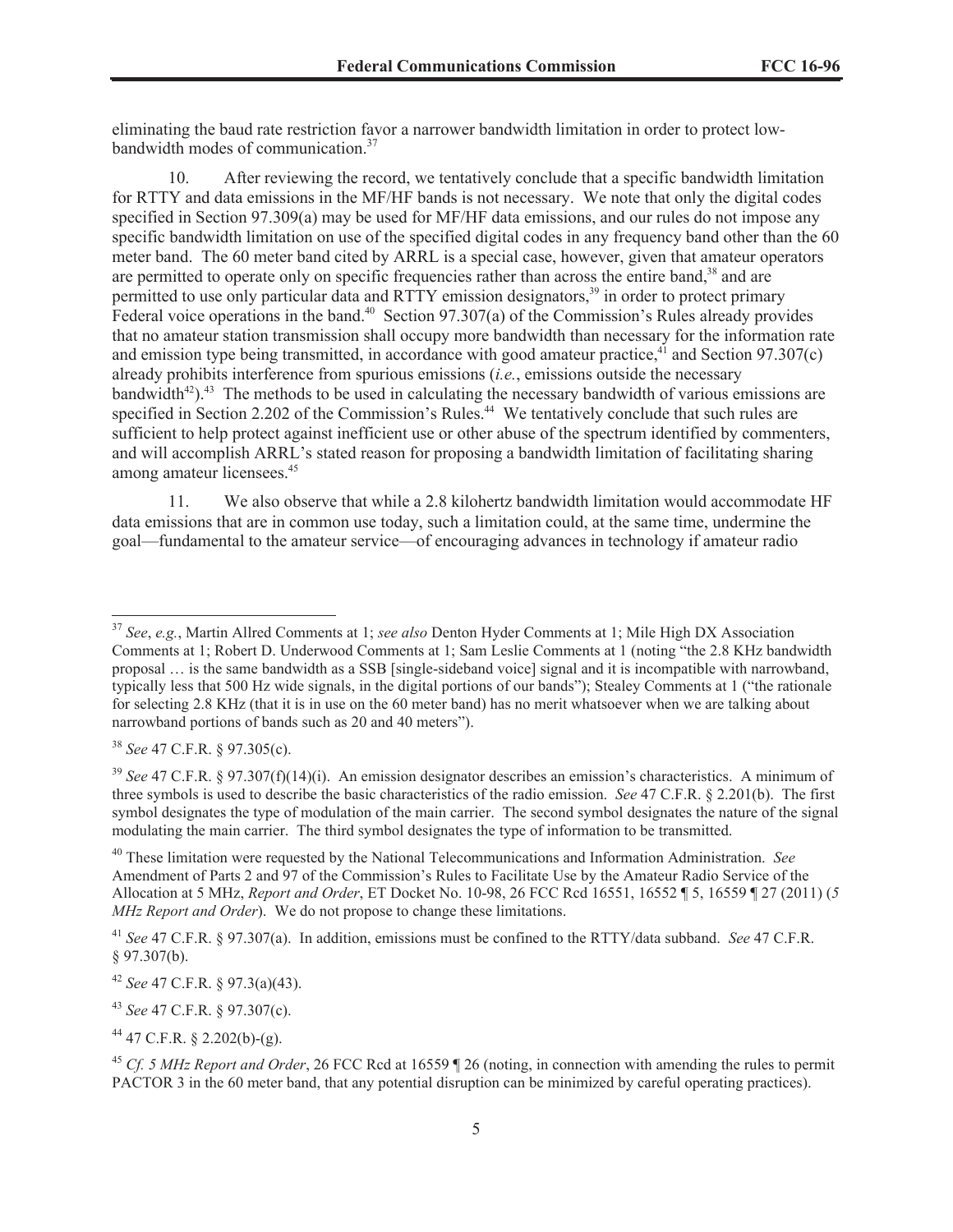eliminating the baud rate restriction favor a narrower bandwidth limitation in order to protect low-bandwidth modes of communication.[37]

10. After reviewing the record, we tentatively conclude that a specific bandwidth limitation for RTTY and data emissions in the MF/HF bands is not necessary. We note that only the digital codes specified in Section 97.309(a) may be used for MF/HF data emissions, and our rules do not impose any specific bandwidth limitation on use of the specified digital codes in any frequency band other than the 60 meter band. The 60 meter band cited by ARRL is a special case, however, given that amateur operators are permitted to operate only on specific frequencies rather than across the entire band,[38] and are permitted to use only particular data and RTTY emission designators,[39] in order to protect primary Federal voice operations in the band.[40] Section 97.307(a) of the Commission's Rules already provides that no amateur station transmission shall occupy more bandwidth than necessary for the information rate and emission type being transmitted, in accordance with good amateur practice,[41] and Section 97.307(c) already prohibits interference from spurious emissions (*i.e.*, emissions outside the necessary bandwidth[42]).[43] The methods to be used in calculating the necessary bandwidth of various emissions are specified in Section 2.202 of the Commission's Rules.[44] We tentatively conclude that such rules are sufficient to help protect against inefficient use or other abuse of the spectrum identified by commenters, and will accomplish ARRL's stated reason for proposing a bandwidth limitation of facilitating sharing among amateur licensees.[45]

11. We also observe that while a 2.8 kilohertz bandwidth limitation would accommodate HF data emissions that are in common use today, such a limitation could, at the same time, undermine the goal—fundamental to the amateur service—of encouraging advances in technology if amateur radio

---

[37] *See*, *e.g.*, Martin Allred Comments at 1; *see also* Denton Hyder Comments at 1; Mile High DX Association Comments at 1; Robert D. Underwood Comments at 1; Sam Leslie Comments at 1 (noting "the 2.8 KHz bandwidth proposal … is the same bandwidth as a SSB [single-sideband voice] signal and it is incompatible with narrowband, typically less that 500 Hz wide signals, in the digital portions of our bands"); Stealey Comments at 1 ("the rationale for selecting 2.8 KHz (that it is in use on the 60 meter band) has no merit whatsoever when we are talking about narrowband portions of bands such as 20 and 40 meters").

[38] *See* 47 C.F.R. § 97.305(c).

[39] *See* 47 C.F.R. § 97.307(f)(14)(i). An emission designator describes an emission's characteristics. A minimum of three symbols is used to describe the basic characteristics of the radio emission. *See* 47 C.F.R. § 2.201(b). The first symbol designates the type of modulation of the main carrier. The second symbol designates the nature of the signal modulating the main carrier. The third symbol designates the type of information to be transmitted.

[40] These limitation were requested by the National Telecommunications and Information Administration. *See* Amendment of Parts 2 and 97 of the Commission's Rules to Facilitate Use by the Amateur Radio Service of the Allocation at 5 MHz, *Report and Order*, ET Docket No. 10-98, 26 FCC Rcd 16551, 16552 ¶ 5, 16559 ¶ 27 (2011) (*5 MHz Report and Order*). We do not propose to change these limitations.

[41] *See* 47 C.F.R. § 97.307(a). In addition, emissions must be confined to the RTTY/data subband. *See* 47 C.F.R. § 97.307(b).

[42] *See* 47 C.F.R. § 97.3(a)(43).

[43] *See* 47 C.F.R. § 97.307(c).

[44] 47 C.F.R. § 2.202(b)-(g).

[45] *Cf. 5 MHz Report and Order*, 26 FCC Rcd at 16559 ¶ 26 (noting, in connection with amending the rules to permit PACTOR 3 in the 60 meter band, that any potential disruption can be minimized by careful operating practices).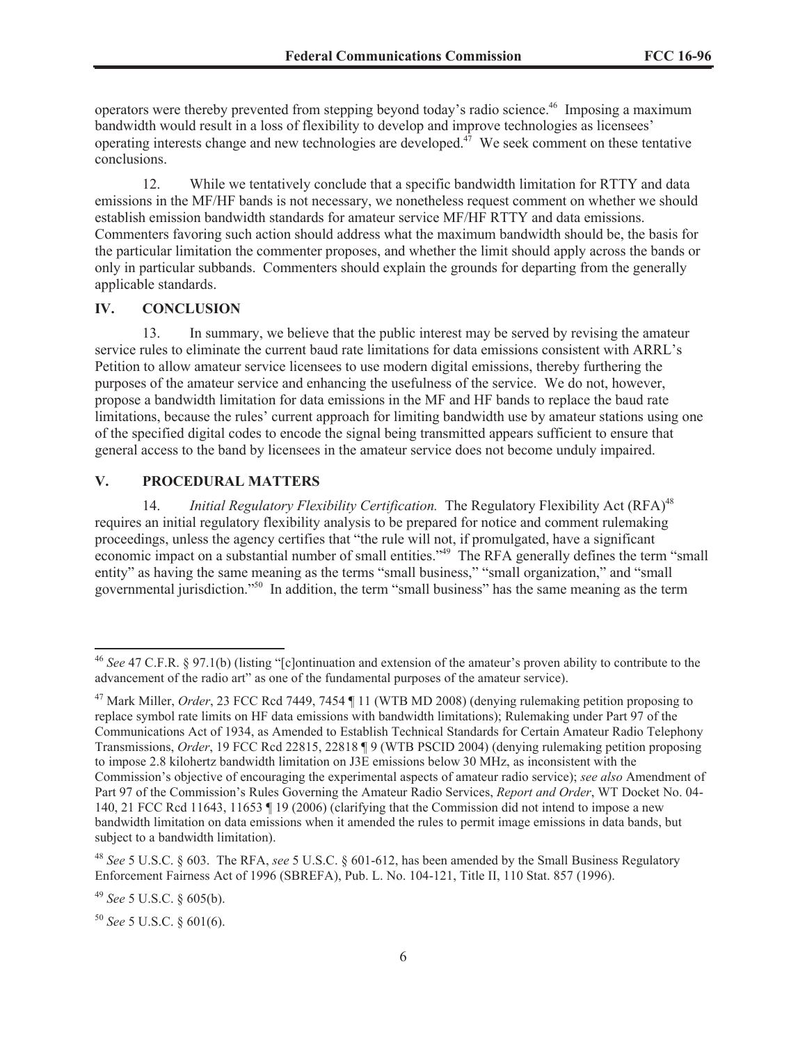operators were thereby prevented from stepping beyond today's radio science.[46] Imposing a maximum bandwidth would result in a loss of flexibility to develop and improve technologies as licensees' operating interests change and new technologies are developed.[47] We seek comment on these tentative conclusions.

12. While we tentatively conclude that a specific bandwidth limitation for RTTY and data emissions in the MF/HF bands is not necessary, we nonetheless request comment on whether we should establish emission bandwidth standards for amateur service MF/HF RTTY and data emissions. Commenters favoring such action should address what the maximum bandwidth should be, the basis for the particular limitation the commenter proposes, and whether the limit should apply across the bands or only in particular subbands. Commenters should explain the grounds for departing from the generally applicable standards.

## IV. CONCLUSION

13. In summary, we believe that the public interest may be served by revising the amateur service rules to eliminate the current baud rate limitations for data emissions consistent with ARRL's Petition to allow amateur service licensees to use modern digital emissions, thereby furthering the purposes of the amateur service and enhancing the usefulness of the service. We do not, however, propose a bandwidth limitation for data emissions in the MF and HF bands to replace the baud rate limitations, because the rules' current approach for limiting bandwidth use by amateur stations using one of the specified digital codes to encode the signal being transmitted appears sufficient to ensure that general access to the band by licensees in the amateur service does not become unduly impaired.

## V. PROCEDURAL MATTERS

14. *Initial Regulatory Flexibility Certification.* The Regulatory Flexibility Act (RFA)[48] requires an initial regulatory flexibility analysis to be prepared for notice and comment rulemaking proceedings, unless the agency certifies that "the rule will not, if promulgated, have a significant economic impact on a substantial number of small entities."[49] The RFA generally defines the term "small entity" as having the same meaning as the terms "small business," "small organization," and "small governmental jurisdiction."[50] In addition, the term "small business" has the same meaning as the term

---

[46] *See* 47 C.F.R. § 97.1(b) (listing "[c]ontinuation and extension of the amateur's proven ability to contribute to the advancement of the radio art" as one of the fundamental purposes of the amateur service).

[47] Mark Miller, *Order*, 23 FCC Rcd 7449, 7454 ¶ 11 (WTB MD 2008) (denying rulemaking petition proposing to replace symbol rate limits on HF data emissions with bandwidth limitations); Rulemaking under Part 97 of the Communications Act of 1934, as Amended to Establish Technical Standards for Certain Amateur Radio Telephony Transmissions, *Order*, 19 FCC Rcd 22815, 22818 ¶ 9 (WTB PSCID 2004) (denying rulemaking petition proposing to impose 2.8 kilohertz bandwidth limitation on J3E emissions below 30 MHz, as inconsistent with the Commission's objective of encouraging the experimental aspects of amateur radio service); *see also* Amendment of Part 97 of the Commission's Rules Governing the Amateur Radio Services, *Report and Order*, WT Docket No. 04-140, 21 FCC Rcd 11643, 11653 ¶ 19 (2006) (clarifying that the Commission did not intend to impose a new bandwidth limitation on data emissions when it amended the rules to permit image emissions in data bands, but subject to a bandwidth limitation).

[48] *See* 5 U.S.C. § 603. The RFA, *see* 5 U.S.C. § 601-612, has been amended by the Small Business Regulatory Enforcement Fairness Act of 1996 (SBREFA), Pub. L. No. 104-121, Title II, 110 Stat. 857 (1996).

[49] *See* 5 U.S.C. § 605(b).

[50] *See* 5 U.S.C. § 601(6).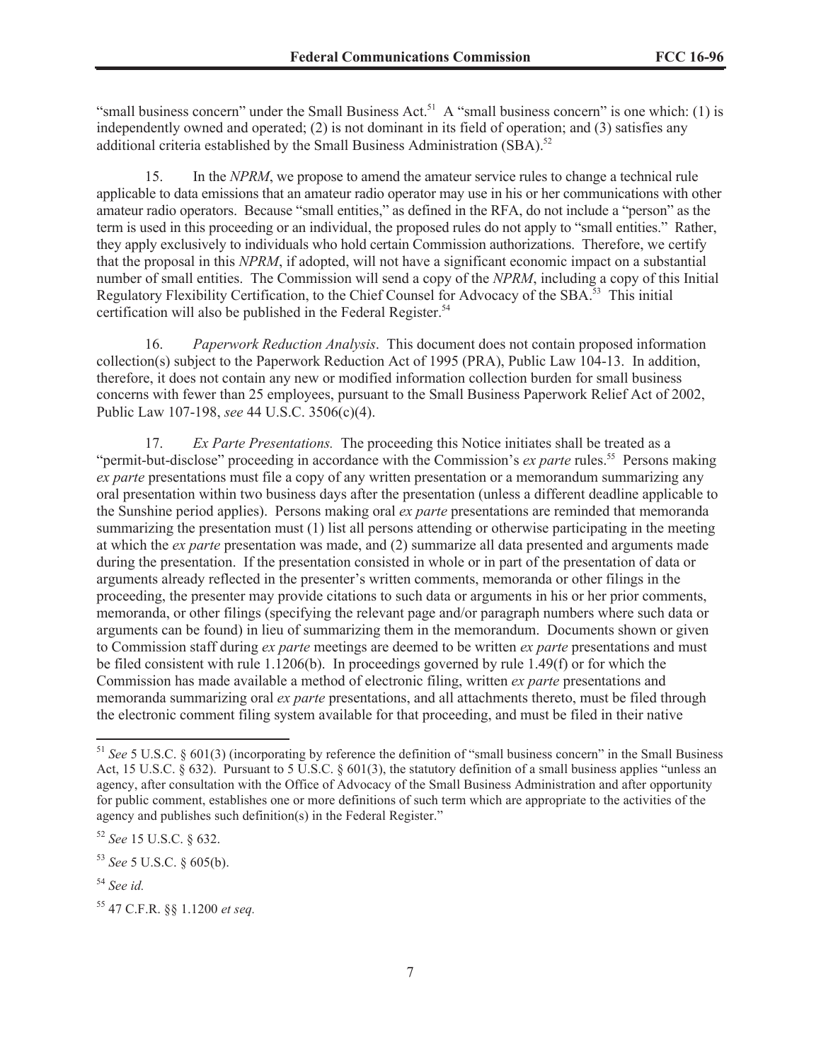"small business concern" under the Small Business Act.[51] A "small business concern" is one which: (1) is independently owned and operated; (2) is not dominant in its field of operation; and (3) satisfies any additional criteria established by the Small Business Administration (SBA).[52]

15. In the *NPRM*, we propose to amend the amateur service rules to change a technical rule applicable to data emissions that an amateur radio operator may use in his or her communications with other amateur radio operators. Because "small entities," as defined in the RFA, do not include a "person" as the term is used in this proceeding or an individual, the proposed rules do not apply to "small entities." Rather, they apply exclusively to individuals who hold certain Commission authorizations. Therefore, we certify that the proposal in this *NPRM*, if adopted, will not have a significant economic impact on a substantial number of small entities. The Commission will send a copy of the *NPRM*, including a copy of this Initial Regulatory Flexibility Certification, to the Chief Counsel for Advocacy of the SBA.[53] This initial certification will also be published in the Federal Register.[54]

16. *Paperwork Reduction Analysis*. This document does not contain proposed information collection(s) subject to the Paperwork Reduction Act of 1995 (PRA), Public Law 104-13. In addition, therefore, it does not contain any new or modified information collection burden for small business concerns with fewer than 25 employees, pursuant to the Small Business Paperwork Relief Act of 2002, Public Law 107-198, *see* 44 U.S.C. 3506(c)(4).

17. *Ex Parte Presentations.* The proceeding this Notice initiates shall be treated as a "permit-but-disclose" proceeding in accordance with the Commission's *ex parte* rules.[55] Persons making *ex parte* presentations must file a copy of any written presentation or a memorandum summarizing any oral presentation within two business days after the presentation (unless a different deadline applicable to the Sunshine period applies). Persons making oral *ex parte* presentations are reminded that memoranda summarizing the presentation must (1) list all persons attending or otherwise participating in the meeting at which the *ex parte* presentation was made, and (2) summarize all data presented and arguments made during the presentation. If the presentation consisted in whole or in part of the presentation of data or arguments already reflected in the presenter's written comments, memoranda or other filings in the proceeding, the presenter may provide citations to such data or arguments in his or her prior comments, memoranda, or other filings (specifying the relevant page and/or paragraph numbers where such data or arguments can be found) in lieu of summarizing them in the memorandum. Documents shown or given to Commission staff during *ex parte* meetings are deemed to be written *ex parte* presentations and must be filed consistent with rule 1.1206(b). In proceedings governed by rule 1.49(f) or for which the Commission has made available a method of electronic filing, written *ex parte* presentations and memoranda summarizing oral *ex parte* presentations, and all attachments thereto, must be filed through the electronic comment filing system available for that proceeding, and must be filed in their native

---

[51] *See* 5 U.S.C. § 601(3) (incorporating by reference the definition of "small business concern" in the Small Business Act, 15 U.S.C. § 632). Pursuant to 5 U.S.C. § 601(3), the statutory definition of a small business applies "unless an agency, after consultation with the Office of Advocacy of the Small Business Administration and after opportunity for public comment, establishes one or more definitions of such term which are appropriate to the activities of the agency and publishes such definition(s) in the Federal Register."

[52] *See* 15 U.S.C. § 632.

[53] *See* 5 U.S.C. § 605(b).

[54] *See id.*

[55] 47 C.F.R. §§ 1.1200 *et seq.*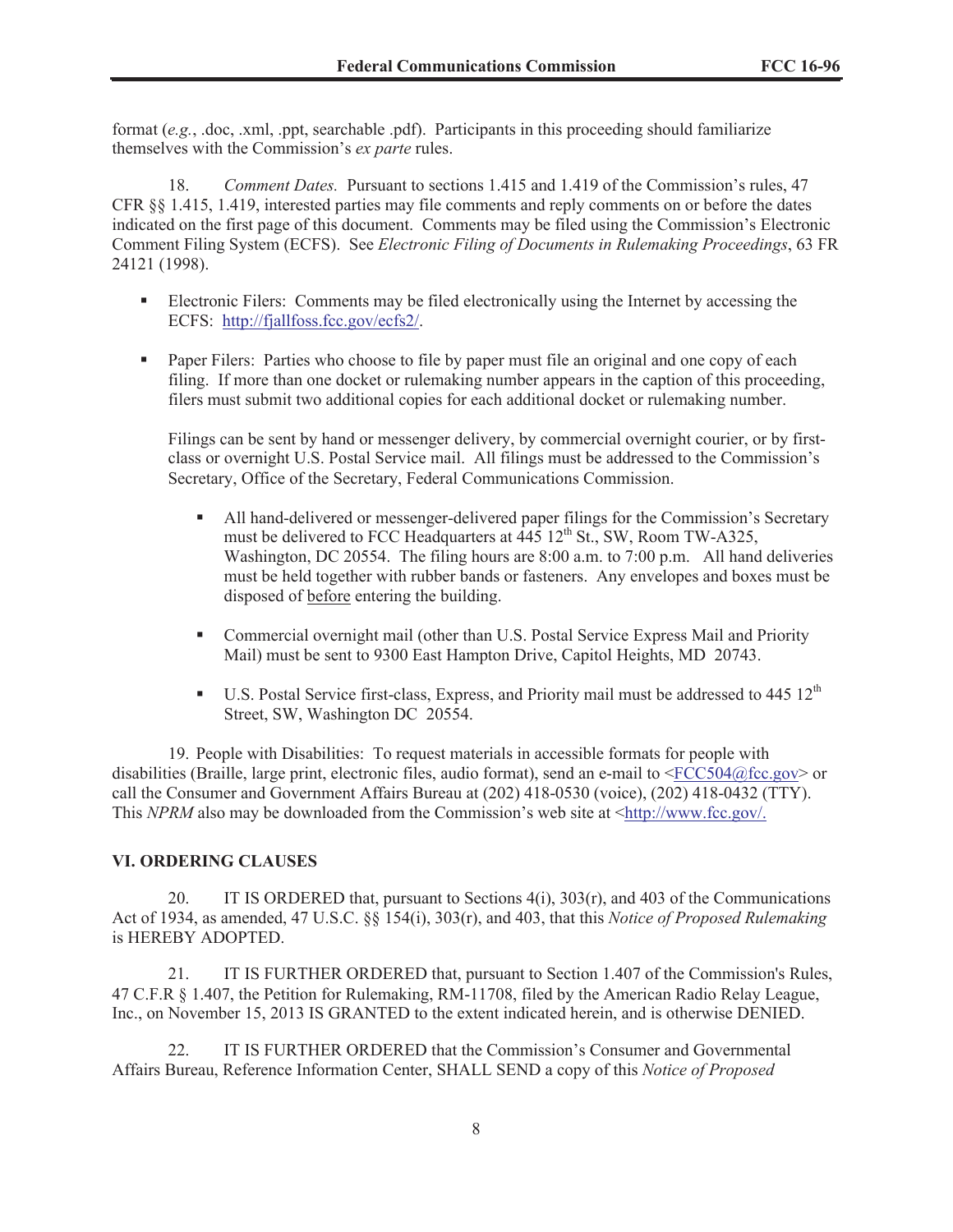format (*e.g.*, .doc, .xml, .ppt, searchable .pdf). Participants in this proceeding should familiarize themselves with the Commission's *ex parte* rules.

18. *Comment Dates.* Pursuant to sections 1.415 and 1.419 of the Commission's rules, 47 CFR §§ 1.415, 1.419, interested parties may file comments and reply comments on or before the dates indicated on the first page of this document. Comments may be filed using the Commission's Electronic Comment Filing System (ECFS). See *Electronic Filing of Documents in Rulemaking Proceedings*, 63 FR 24121 (1998).

- Electronic Filers: Comments may be filed electronically using the Internet by accessing the ECFS: http://fjallfoss.fcc.gov/ecfs2/.

- Paper Filers: Parties who choose to file by paper must file an original and one copy of each filing. If more than one docket or rulemaking number appears in the caption of this proceeding, filers must submit two additional copies for each additional docket or rulemaking number.

  Filings can be sent by hand or messenger delivery, by commercial overnight courier, or by first-class or overnight U.S. Postal Service mail. All filings must be addressed to the Commission's Secretary, Office of the Secretary, Federal Communications Commission.

  - All hand-delivered or messenger-delivered paper filings for the Commission's Secretary must be delivered to FCC Headquarters at 445 12th St., SW, Room TW-A325, Washington, DC 20554. The filing hours are 8:00 a.m. to 7:00 p.m. All hand deliveries must be held together with rubber bands or fasteners. Any envelopes and boxes must be disposed of before entering the building.

  - Commercial overnight mail (other than U.S. Postal Service Express Mail and Priority Mail) must be sent to 9300 East Hampton Drive, Capitol Heights, MD 20743.

  - U.S. Postal Service first-class, Express, and Priority mail must be addressed to 445 12th Street, SW, Washington DC 20554.

19. People with Disabilities: To request materials in accessible formats for people with disabilities (Braille, large print, electronic files, audio format), send an e-mail to <FCC504@fcc.gov> or call the Consumer and Government Affairs Bureau at (202) 418-0530 (voice), (202) 418-0432 (TTY). This *NPRM* also may be downloaded from the Commission's web site at <http://www.fcc.gov/.

## VI. ORDERING CLAUSES

20. IT IS ORDERED that, pursuant to Sections 4(i), 303(r), and 403 of the Communications Act of 1934, as amended, 47 U.S.C. §§ 154(i), 303(r), and 403, that this *Notice of Proposed Rulemaking* is HEREBY ADOPTED.

21. IT IS FURTHER ORDERED that, pursuant to Section 1.407 of the Commission's Rules, 47 C.F.R § 1.407, the Petition for Rulemaking, RM-11708, filed by the American Radio Relay League, Inc., on November 15, 2013 IS GRANTED to the extent indicated herein, and is otherwise DENIED.

22. IT IS FURTHER ORDERED that the Commission's Consumer and Governmental Affairs Bureau, Reference Information Center, SHALL SEND a copy of this *Notice of Proposed*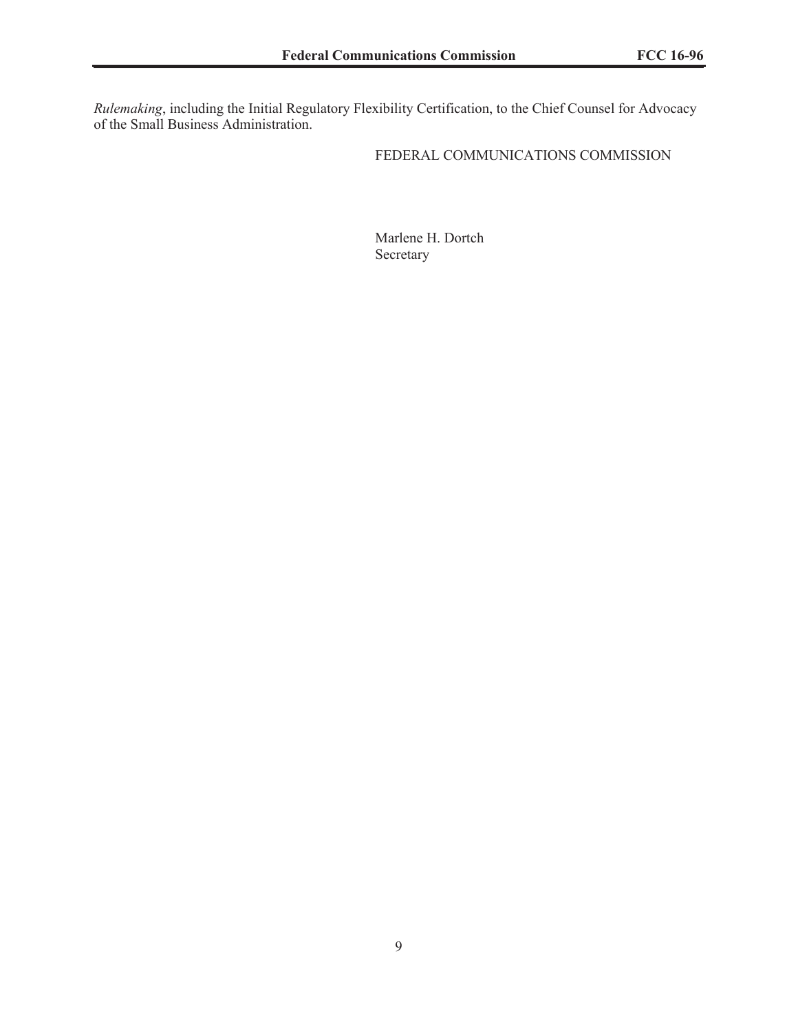*Rulemaking*, including the Initial Regulatory Flexibility Certification, to the Chief Counsel for Advocacy of the Small Business Administration.

FEDERAL COMMUNICATIONS COMMISSION

Marlene H. Dortch
Secretary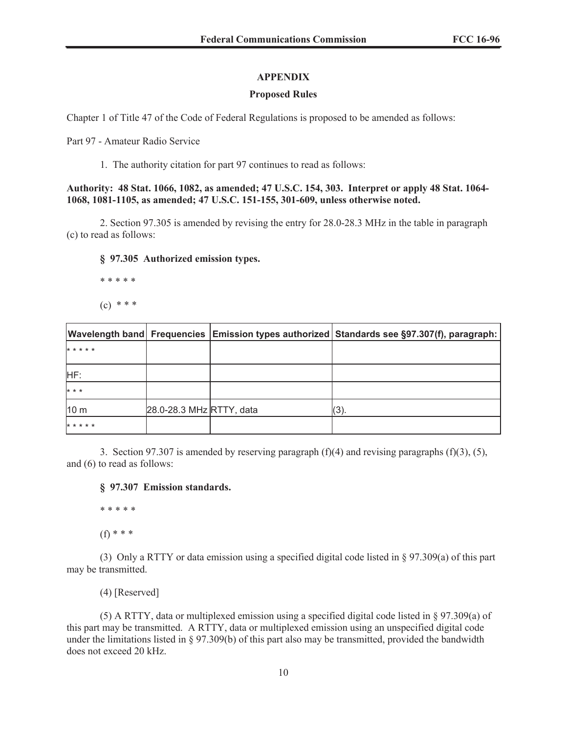## APPENDIX

### Proposed Rules

Chapter 1 of Title 47 of the Code of Federal Regulations is proposed to be amended as follows:

Part 97 - Amateur Radio Service

1. The authority citation for part 97 continues to read as follows:

**Authority: 48 Stat. 1066, 1082, as amended; 47 U.S.C. 154, 303. Interpret or apply 48 Stat. 1064-1068, 1081-1105, as amended; 47 U.S.C. 151-155, 301-609, unless otherwise noted.**

2. Section 97.305 is amended by revising the entry for 28.0-28.3 MHz in the table in paragraph (c) to read as follows:

**§ 97.305 Authorized emission types.**

\* \* \* \* \*

(c) \* \* \*

| Wavelength band | Frequencies | Emission types authorized | Standards see §97.307(f), paragraph: |
|---|---|---|---|
| * * * * * | | | |
| HF: | | | |
| * * * | | | |
| 10 m | 28.0-28.3 MHz | RTTY, data | (3). |
| * * * * * | | | |

3. Section 97.307 is amended by reserving paragraph (f)(4) and revising paragraphs (f)(3), (5), and (6) to read as follows:

**§ 97.307 Emission standards.**

\* \* \* \* \*

(f) \* \* \*

(3) Only a RTTY or data emission using a specified digital code listed in § 97.309(a) of this part may be transmitted.

(4) [Reserved]

(5) A RTTY, data or multiplexed emission using a specified digital code listed in § 97.309(a) of this part may be transmitted. A RTTY, data or multiplexed emission using an unspecified digital code under the limitations listed in § 97.309(b) of this part also may be transmitted, provided the bandwidth does not exceed 20 kHz.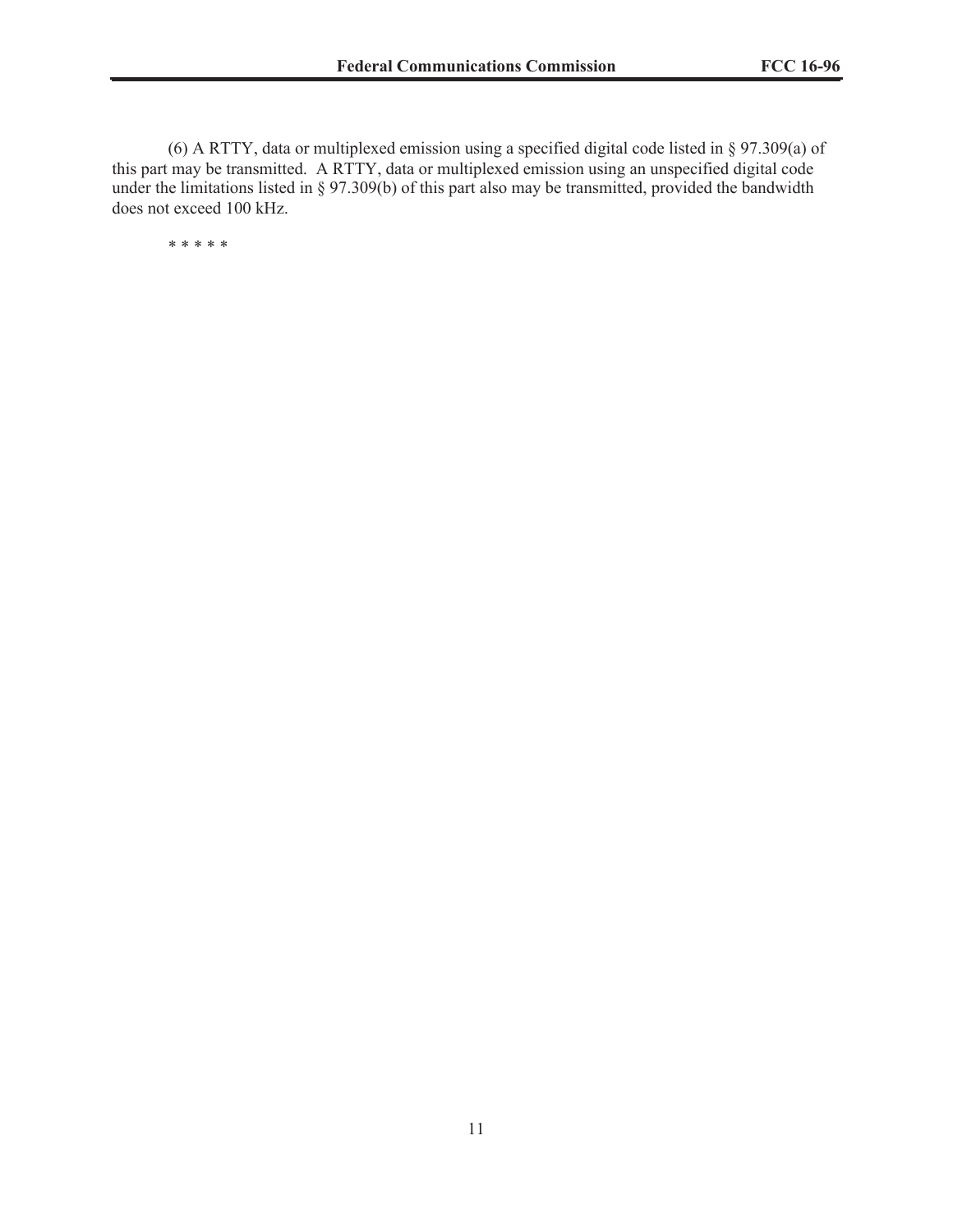(6) A RTTY, data or multiplexed emission using a specified digital code listed in § 97.309(a) of this part may be transmitted. A RTTY, data or multiplexed emission using an unspecified digital code under the limitations listed in § 97.309(b) of this part also may be transmitted, provided the bandwidth does not exceed 100 kHz.

* * * * *